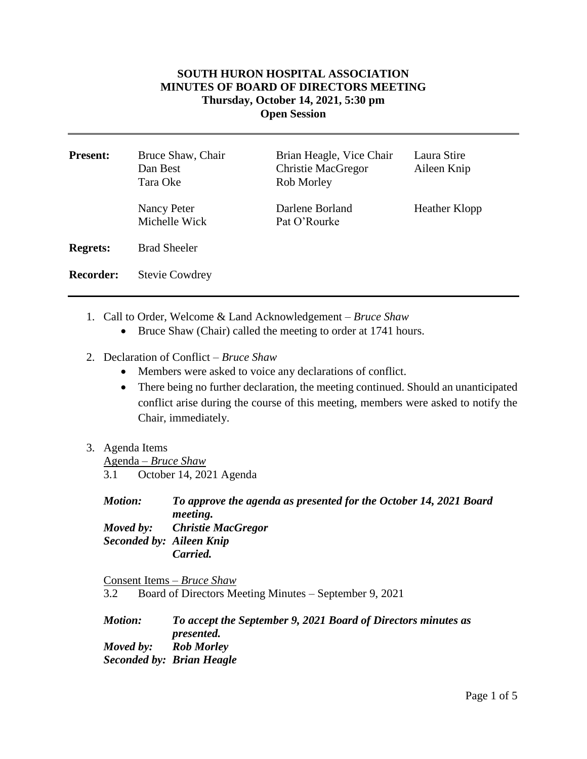**SOUTH HURON HOSPITAL ASSOCIATION**
**MINUTES OF BOARD OF DIRECTORS MEETING**
**Thursday, October 14, 2021, 5:30 pm**
**Open Session**

---

| | | | |
|---|---|---|---|
| **Present:** | Bruce Shaw, Chair<br>Dan Best<br>Tara Oke | Brian Heagle, Vice Chair<br>Christie MacGregor<br>Rob Morley | Laura Stire<br>Aileen Knip |
| | Nancy Peter<br>Michelle Wick | Darlene Borland<br>Pat O'Rourke | Heather Klopp |
| **Regrets:** | Brad Sheeler | | |
| **Recorder:** | Stevie Cowdrey | | |

---

1. Call to Order, Welcome & Land Acknowledgement – *Bruce Shaw*
   - Bruce Shaw (Chair) called the meeting to order at 1741 hours.

2. Declaration of Conflict – *Bruce Shaw*
   - Members were asked to voice any declarations of conflict.
   - There being no further declaration, the meeting continued. Should an unanticipated conflict arise during the course of this meeting, members were asked to notify the Chair, immediately.

3. Agenda Items

   <u>Agenda – *Bruce Shaw*</u>

   3.1 October 14, 2021 Agenda

   ***Motion:*** ***To approve the agenda as presented for the October 14, 2021 Board meeting.***
   ***Moved by:*** ***Christie MacGregor***
   ***Seconded by:*** ***Aileen Knip***
   ***Carried.***

   <u>Consent Items – *Bruce Shaw*</u>

   3.2 Board of Directors Meeting Minutes – September 9, 2021

   ***Motion:*** ***To accept the September 9, 2021 Board of Directors minutes as presented.***
   ***Moved by:*** ***Rob Morley***
   ***Seconded by:*** ***Brian Heagle***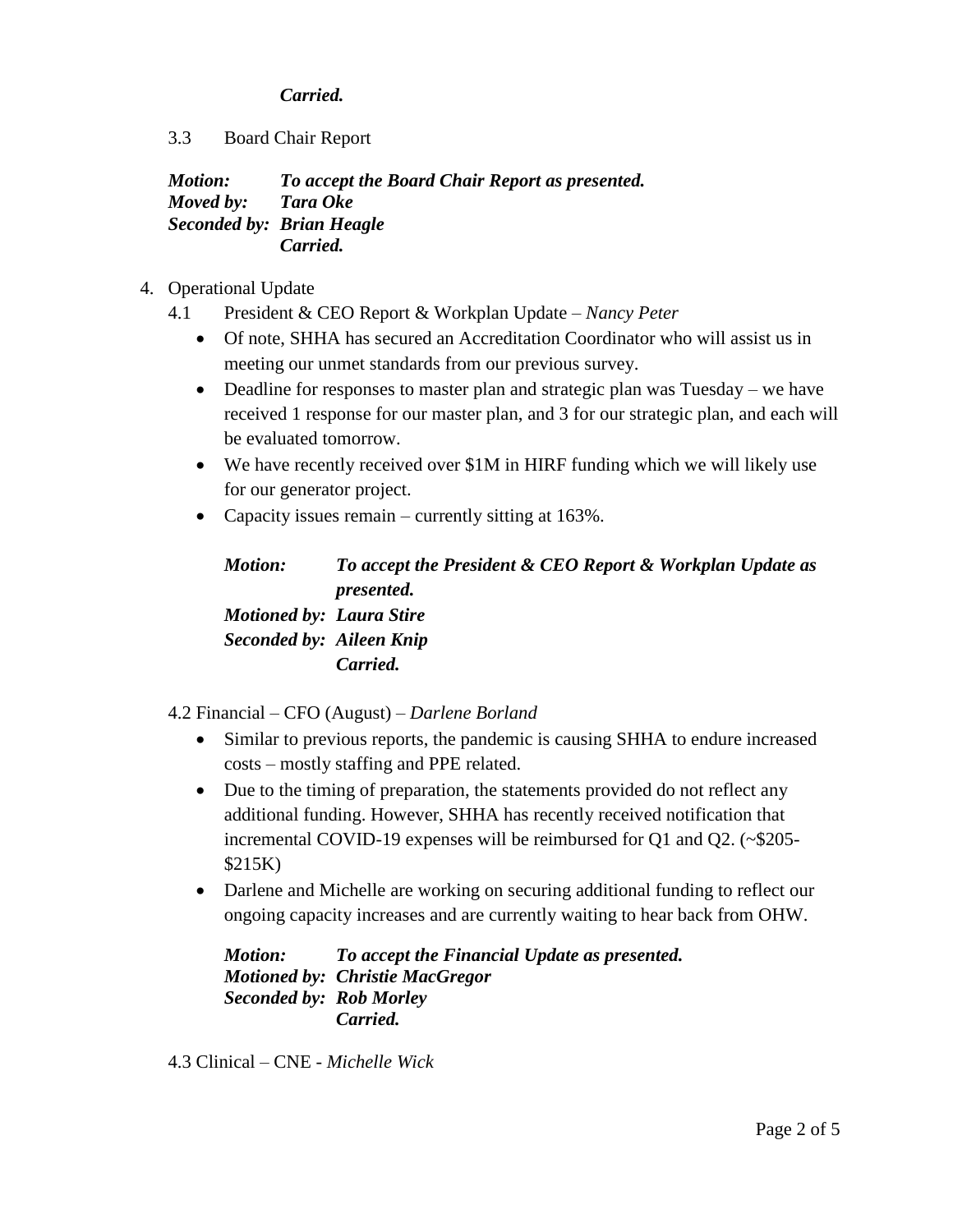***Carried.***

3.3 Board Chair Report

***Motion:*** ***To accept the Board Chair Report as presented.***
***Moved by:*** ***Tara Oke***
***Seconded by:*** ***Brian Heagle***
***Carried.***

4. Operational Update
   - 4.1 President & CEO Report & Workplan Update – *Nancy Peter*
     - Of note, SHHA has secured an Accreditation Coordinator who will assist us in meeting our unmet standards from our previous survey.
     - Deadline for responses to master plan and strategic plan was Tuesday – we have received 1 response for our master plan, and 3 for our strategic plan, and each will be evaluated tomorrow.
     - We have recently received over $1M in HIRF funding which we will likely use for our generator project.
     - Capacity issues remain – currently sitting at 163%.

     ***Motion:*** ***To accept the President & CEO Report & Workplan Update as presented.***
     ***Motioned by:*** ***Laura Stire***
     ***Seconded by:*** ***Aileen Knip***
     ***Carried.***

   - 4.2 Financial – CFO (August) – *Darlene Borland*
     - Similar to previous reports, the pandemic is causing SHHA to endure increased costs – mostly staffing and PPE related.
     - Due to the timing of preparation, the statements provided do not reflect any additional funding. However, SHHA has recently received notification that incremental COVID-19 expenses will be reimbursed for Q1 and Q2. (~$205-$215K)
     - Darlene and Michelle are working on securing additional funding to reflect our ongoing capacity increases and are currently waiting to hear back from OHW.

     ***Motion:*** ***To accept the Financial Update as presented.***
     ***Motioned by:*** ***Christie MacGregor***
     ***Seconded by:*** ***Rob Morley***
     ***Carried.***

   - 4.3 Clinical – CNE - *Michelle Wick*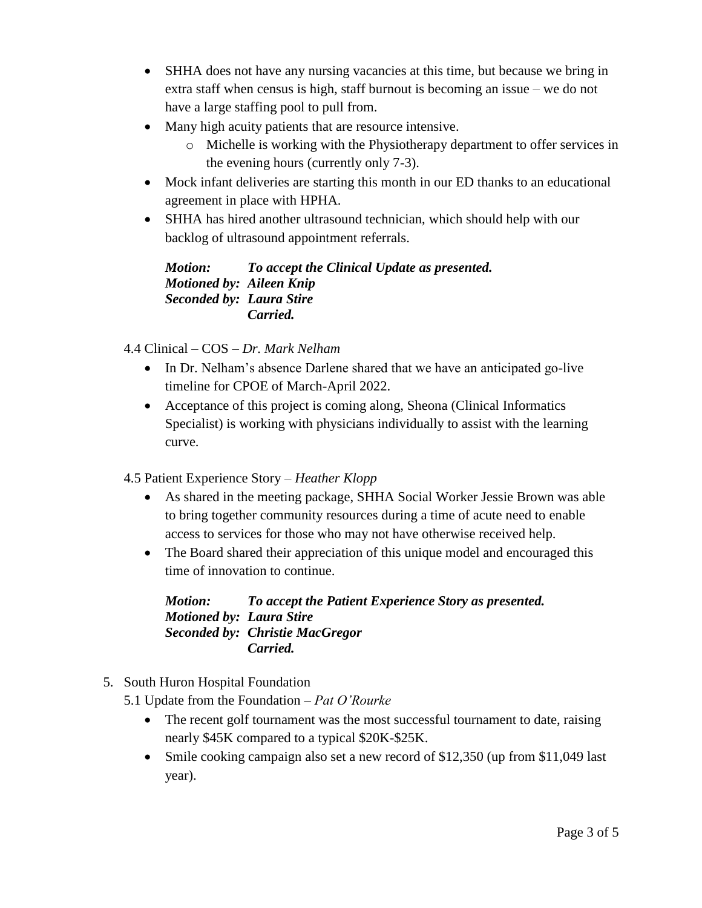- SHHA does not have any nursing vacancies at this time, but because we bring in extra staff when census is high, staff burnout is becoming an issue – we do not have a large staffing pool to pull from.
- Many high acuity patients that are resource intensive.
  - Michelle is working with the Physiotherapy department to offer services in the evening hours (currently only 7-3).
- Mock infant deliveries are starting this month in our ED thanks to an educational agreement in place with HPHA.
- SHHA has hired another ultrasound technician, which should help with our backlog of ultrasound appointment referrals.

***Motion:*** ***To accept the Clinical Update as presented.***
***Motioned by:*** ***Aileen Knip***
***Seconded by:*** ***Laura Stire***
***Carried.***

4.4 Clinical – COS – *Dr. Mark Nelham*

- In Dr. Nelham's absence Darlene shared that we have an anticipated go-live timeline for CPOE of March-April 2022.
- Acceptance of this project is coming along, Sheona (Clinical Informatics Specialist) is working with physicians individually to assist with the learning curve.

4.5 Patient Experience Story – *Heather Klopp*

- As shared in the meeting package, SHHA Social Worker Jessie Brown was able to bring together community resources during a time of acute need to enable access to services for those who may not have otherwise received help.
- The Board shared their appreciation of this unique model and encouraged this time of innovation to continue.

***Motion:*** ***To accept the Patient Experience Story as presented.***
***Motioned by:*** ***Laura Stire***
***Seconded by:*** ***Christie MacGregor***
***Carried.***

5. South Huron Hospital Foundation

5.1 Update from the Foundation – *Pat O'Rourke*

- The recent golf tournament was the most successful tournament to date, raising nearly $45K compared to a typical $20K-$25K.
- Smile cooking campaign also set a new record of $12,350 (up from $11,049 last year).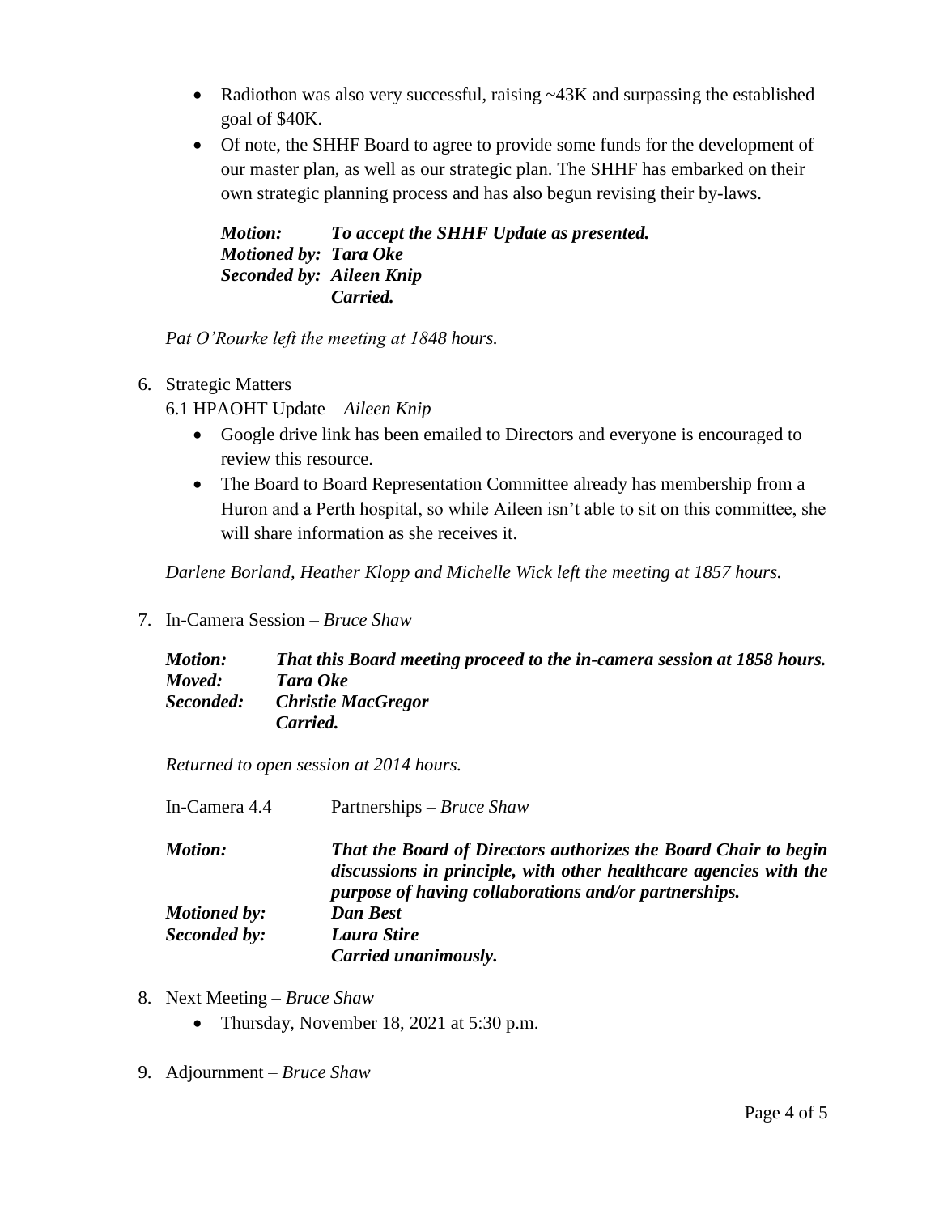- Radiothon was also very successful, raising ~43K and surpassing the established goal of $40K.
- Of note, the SHHF Board to agree to provide some funds for the development of our master plan, as well as our strategic plan. The SHHF has embarked on their own strategic planning process and has also begun revising their by-laws.

***Motion:*** ***To accept the SHHF Update as presented.***
***Motioned by:*** ***Tara Oke***
***Seconded by:*** ***Aileen Knip***
***Carried.***

*Pat O'Rourke left the meeting at 1848 hours.*

6. Strategic Matters

   6.1 HPAOHT Update – *Aileen Knip*

   - Google drive link has been emailed to Directors and everyone is encouraged to review this resource.
   - The Board to Board Representation Committee already has membership from a Huron and a Perth hospital, so while Aileen isn't able to sit on this committee, she will share information as she receives it.

*Darlene Borland, Heather Klopp and Michelle Wick left the meeting at 1857 hours.*

7. In-Camera Session – *Bruce Shaw*

***Motion:*** ***That this Board meeting proceed to the in-camera session at 1858 hours.***
***Moved:*** ***Tara Oke***
***Seconded:*** ***Christie MacGregor***
***Carried.***

*Returned to open session at 2014 hours.*

In-Camera 4.4 Partnerships – *Bruce Shaw*

***Motion:*** ***That the Board of Directors authorizes the Board Chair to begin discussions in principle, with other healthcare agencies with the purpose of having collaborations and/or partnerships.***
***Motioned by:*** ***Dan Best***
***Seconded by:*** ***Laura Stire***
***Carried unanimously.***

8. Next Meeting – *Bruce Shaw*
   - Thursday, November 18, 2021 at 5:30 p.m.

9. Adjournment – *Bruce Shaw*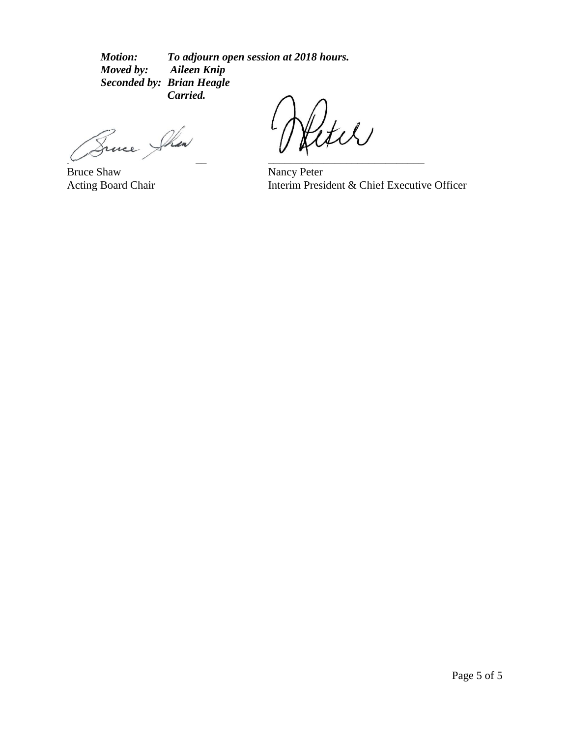***Motion:*** ***To adjourn open session at 2018 hours.***
***Moved by:*** ***Aileen Knip***
***Seconded by:*** ***Brian Heagle***
***Carried.***

Bruce Shaw
Acting Board Chair

Nancy Peter
Interim President & Chief Executive Officer